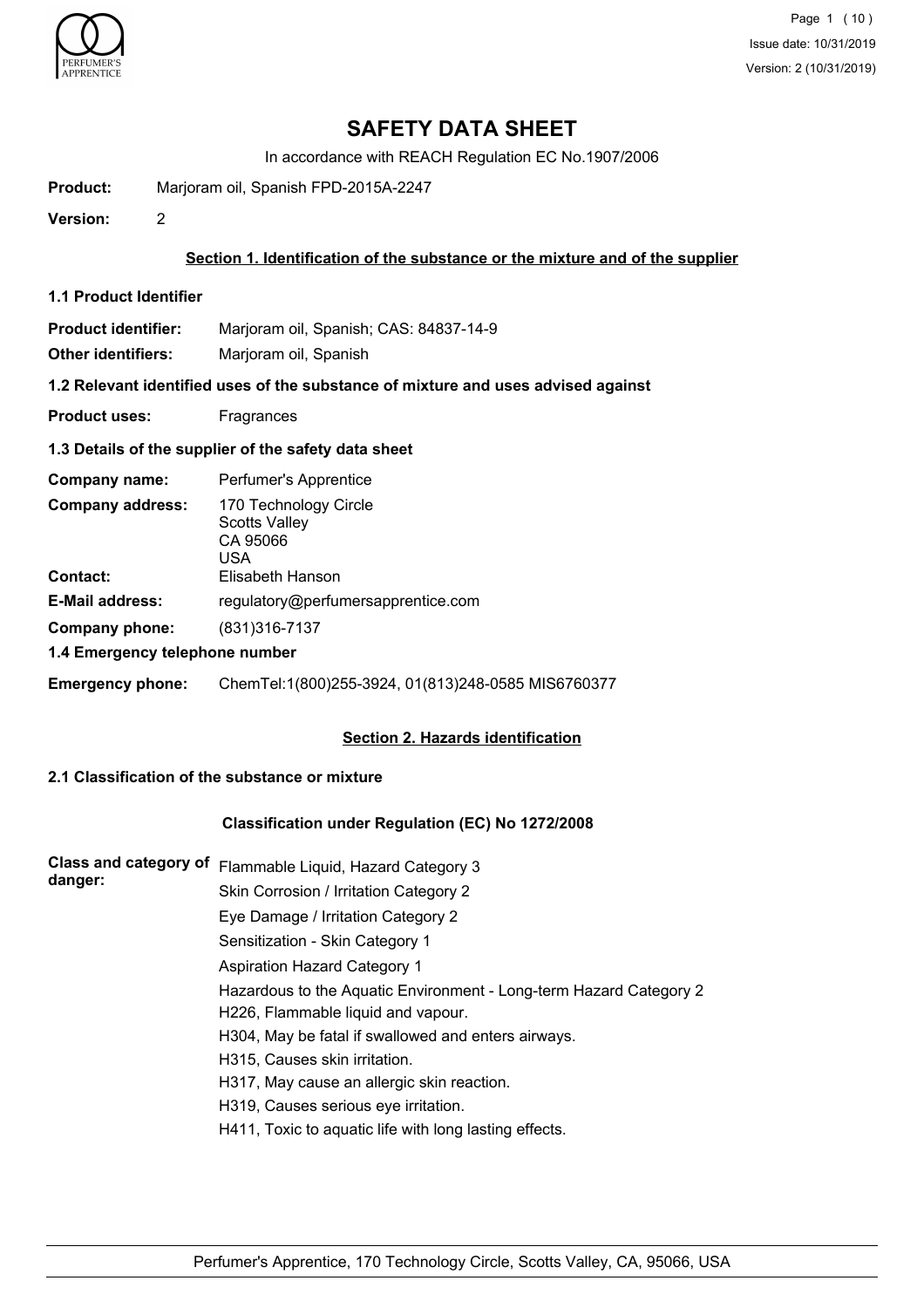# SAFETY DATA SHEET

In accordance with REACH Regulation EC No.1907/2006

**Product:** Marjoram oil, Spanish FPD-2015A-2247

**Version:** 2

## Section 1. Identification of the substance or the mixture and of the supplier

### 1.1 Product Identifier

**Product identifier:** Marjoram oil, Spanish; CAS: 84837-14-9

**Other identifiers:** Marjoram oil, Spanish

### 1.2 Relevant identified uses of the substance of mixture and uses advised against

**Product uses:** Fragrances

### 1.3 Details of the supplier of the safety data sheet

**Company name:** Perfumer's Apprentice

**Company address:** 170 Technology Circle
Scotts Valley
CA 95066
USA

**Contact:** Elisabeth Hanson

**E-Mail address:** regulatory@perfumersapprentice.com

**Company phone:** (831)316-7137

### 1.4 Emergency telephone number

**Emergency phone:** ChemTel:1(800)255-3924, 01(813)248-0585 MIS6760377

## Section 2. Hazards identification

### 2.1 Classification of the substance or mixture

#### Classification under Regulation (EC) No 1272/2008

**Class and category of danger:**

Flammable Liquid, Hazard Category 3

Skin Corrosion / Irritation Category 2

Eye Damage / Irritation Category 2

Sensitization - Skin Category 1

Aspiration Hazard Category 1

Hazardous to the Aquatic Environment - Long-term Hazard Category 2

H226, Flammable liquid and vapour.

H304, May be fatal if swallowed and enters airways.

H315, Causes skin irritation.

H317, May cause an allergic skin reaction.

H319, Causes serious eye irritation.

H411, Toxic to aquatic life with long lasting effects.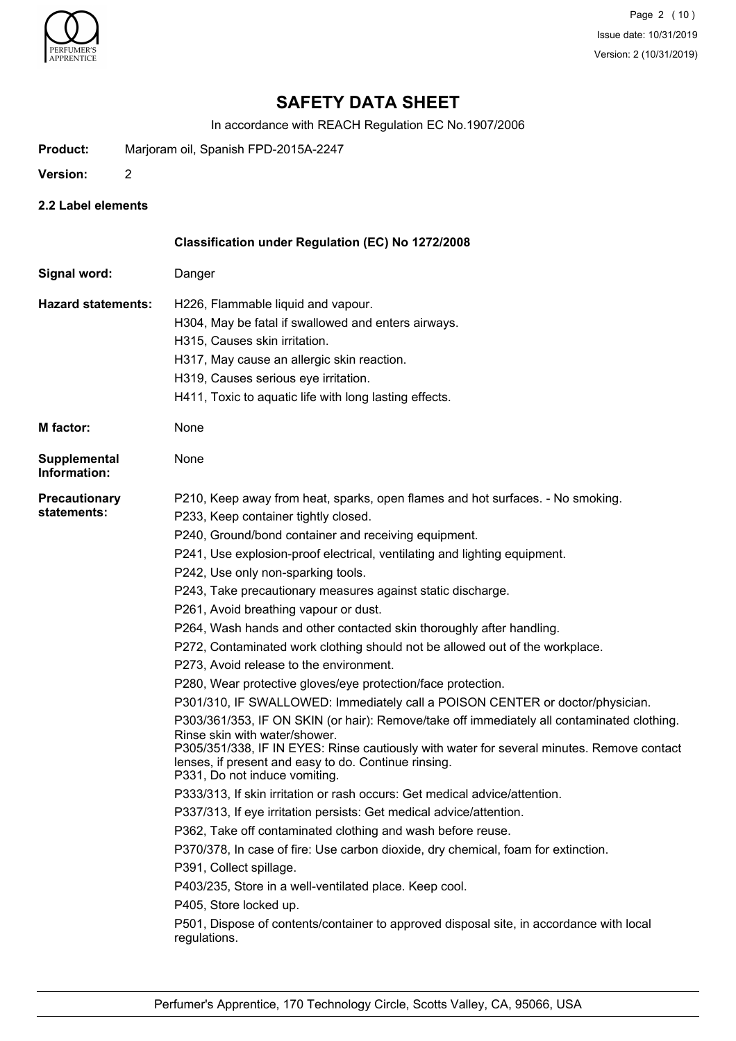# SAFETY DATA SHEET

In accordance with REACH Regulation EC No.1907/2006

**Product:** Marjoram oil, Spanish FPD-2015A-2247

**Version:** 2

### 2.2 Label elements

**Classification under Regulation (EC) No 1272/2008**

**Signal word:** Danger

**Hazard statements:**
H226, Flammable liquid and vapour.
H304, May be fatal if swallowed and enters airways.
H315, Causes skin irritation.
H317, May cause an allergic skin reaction.
H319, Causes serious eye irritation.
H411, Toxic to aquatic life with long lasting effects.

**M factor:** None

**Supplemental Information:** None

**Precautionary statements:**
P210, Keep away from heat, sparks, open flames and hot surfaces. - No smoking.
P233, Keep container tightly closed.
P240, Ground/bond container and receiving equipment.
P241, Use explosion-proof electrical, ventilating and lighting equipment.
P242, Use only non-sparking tools.
P243, Take precautionary measures against static discharge.
P261, Avoid breathing vapour or dust.
P264, Wash hands and other contacted skin thoroughly after handling.
P272, Contaminated work clothing should not be allowed out of the workplace.
P273, Avoid release to the environment.
P280, Wear protective gloves/eye protection/face protection.
P301/310, IF SWALLOWED: Immediately call a POISON CENTER or doctor/physician.
P303/361/353, IF ON SKIN (or hair): Remove/take off immediately all contaminated clothing. Rinse skin with water/shower.
P305/351/338, IF IN EYES: Rinse cautiously with water for several minutes. Remove contact lenses, if present and easy to do. Continue rinsing.
P331, Do not induce vomiting.
P333/313, If skin irritation or rash occurs: Get medical advice/attention.
P337/313, If eye irritation persists: Get medical advice/attention.
P362, Take off contaminated clothing and wash before reuse.
P370/378, In case of fire: Use carbon dioxide, dry chemical, foam for extinction.
P391, Collect spillage.
P403/235, Store in a well-ventilated place. Keep cool.
P405, Store locked up.
P501, Dispose of contents/container to approved disposal site, in accordance with local regulations.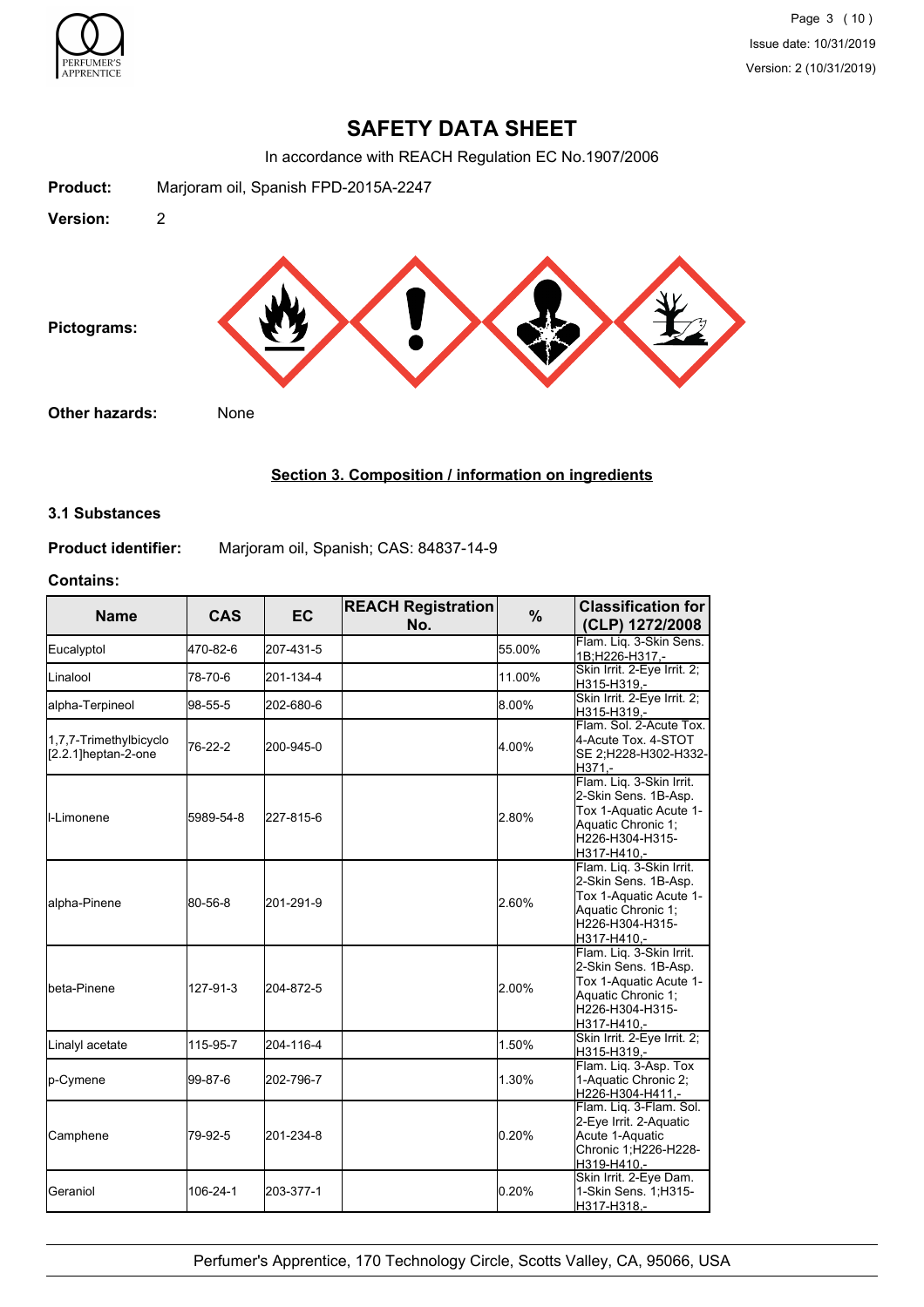# SAFETY DATA SHEET

In accordance with REACH Regulation EC No.1907/2006

**Product:** Marjoram oil, Spanish FPD-2015A-2247

**Version:** 2

**Pictograms:**

**Other hazards:** None

## Section 3. Composition / information on ingredients

### 3.1 Substances

**Product identifier:** Marjoram oil, Spanish; CAS: 84837-14-9

**Contains:**

| Name | CAS | EC | REACH Registration No. | % | Classification for (CLP) 1272/2008 |
|---|---|---|---|---|---|
| Eucalyptol | 470-82-6 | 207-431-5 | | 55.00% | Flam. Liq. 3-Skin Sens. 1B;H226-H317,- |
| Linalool | 78-70-6 | 201-134-4 | | 11.00% | Skin Irrit. 2-Eye Irrit. 2;H315-H319,- |
| alpha-Terpineol | 98-55-5 | 202-680-6 | | 8.00% | Skin Irrit. 2-Eye Irrit. 2;H315-H319,- |
| 1,7,7-Trimethylbicyclo [2.2.1]heptan-2-one | 76-22-2 | 200-945-0 | | 4.00% | Flam. Sol. 2-Acute Tox. 4-Acute Tox. 4-STOT SE 2;H228-H302-H332-H371,- |
| l-Limonene | 5989-54-8 | 227-815-6 | | 2.80% | Flam. Liq. 3-Skin Irrit. 2-Skin Sens. 1B-Asp. Tox 1-Aquatic Acute 1-Aquatic Chronic 1;H226-H304-H315-H317-H410,- |
| alpha-Pinene | 80-56-8 | 201-291-9 | | 2.60% | Flam. Liq. 3-Skin Irrit. 2-Skin Sens. 1B-Asp. Tox 1-Aquatic Acute 1-Aquatic Chronic 1;H226-H304-H315-H317-H410,- |
| beta-Pinene | 127-91-3 | 204-872-5 | | 2.00% | Flam. Liq. 3-Skin Irrit. 2-Skin Sens. 1B-Asp. Tox 1-Aquatic Acute 1-Aquatic Chronic 1;H226-H304-H315-H317-H410,- |
| Linalyl acetate | 115-95-7 | 204-116-4 | | 1.50% | Skin Irrit. 2-Eye Irrit. 2;H315-H319,- |
| p-Cymene | 99-87-6 | 202-796-7 | | 1.30% | Flam. Liq. 3-Asp. Tox 1-Aquatic Chronic 2;H226-H304-H411,- |
| Camphene | 79-92-5 | 201-234-8 | | 0.20% | Flam. Liq. 3-Flam. Sol. 2-Eye Irrit. 2-Aquatic Acute 1-Aquatic Chronic 1;H226-H228-H319-H410,- |
| Geraniol | 106-24-1 | 203-377-1 | | 0.20% | Skin Irrit. 2-Eye Dam. 1-Skin Sens. 1;H315-H317-H318,- |

Perfumer's Apprentice, 170 Technology Circle, Scotts Valley, CA, 95066, USA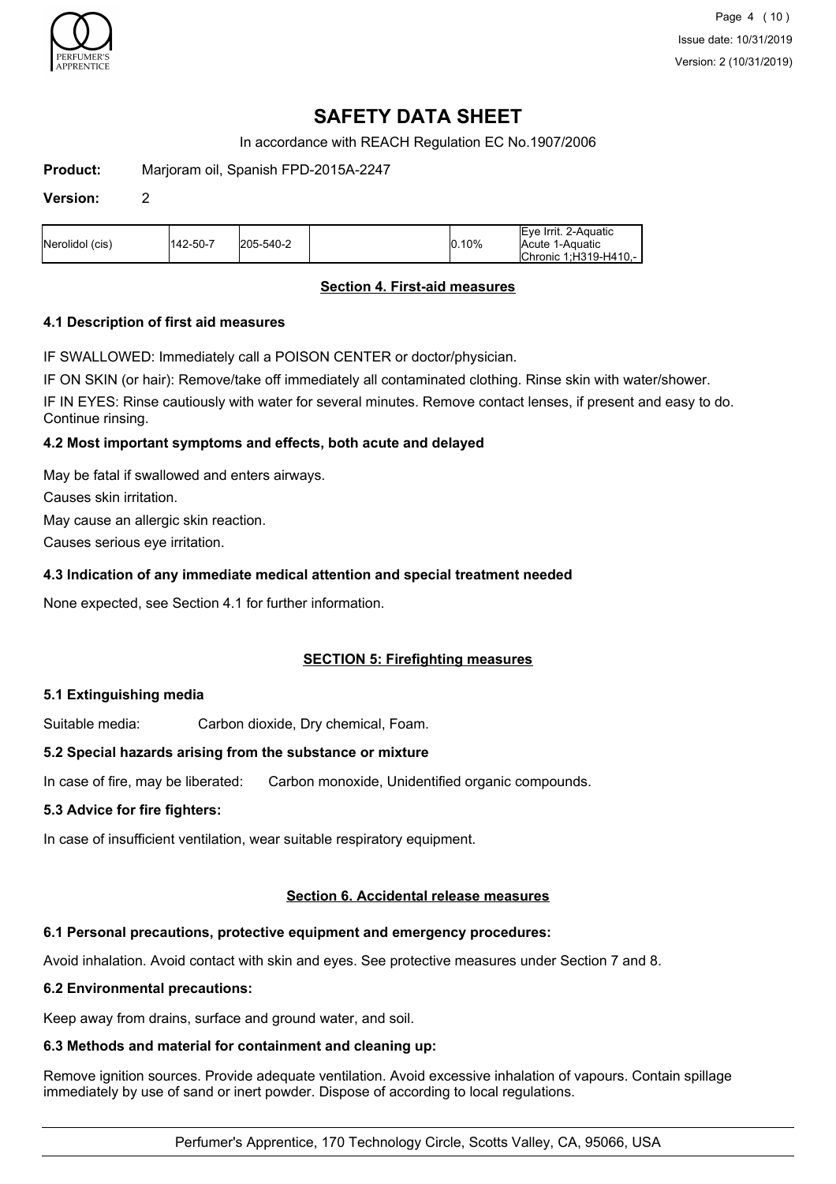# SAFETY DATA SHEET

In accordance with REACH Regulation EC No.1907/2006

**Product:** Marjoram oil, Spanish FPD-2015A-2247

**Version:** 2

| Nerolidol (cis) | 142-50-7 | 205-540-2 | | 0.10% | Eye Irrit. 2-Aquatic Acute 1-Aquatic Chronic 1;H319-H410,- |
|---|---|---|---|---|---|

## Section 4. First-aid measures

### 4.1 Description of first aid measures

IF SWALLOWED: Immediately call a POISON CENTER or doctor/physician.

IF ON SKIN (or hair): Remove/take off immediately all contaminated clothing. Rinse skin with water/shower.

IF IN EYES: Rinse cautiously with water for several minutes. Remove contact lenses, if present and easy to do. Continue rinsing.

### 4.2 Most important symptoms and effects, both acute and delayed

May be fatal if swallowed and enters airways.

Causes skin irritation.

May cause an allergic skin reaction.

Causes serious eye irritation.

### 4.3 Indication of any immediate medical attention and special treatment needed

None expected, see Section 4.1 for further information.

## SECTION 5: Firefighting measures

### 5.1 Extinguishing media

Suitable media: Carbon dioxide, Dry chemical, Foam.

### 5.2 Special hazards arising from the substance or mixture

In case of fire, may be liberated: Carbon monoxide, Unidentified organic compounds.

### 5.3 Advice for fire fighters:

In case of insufficient ventilation, wear suitable respiratory equipment.

## Section 6. Accidental release measures

### 6.1 Personal precautions, protective equipment and emergency procedures:

Avoid inhalation. Avoid contact with skin and eyes. See protective measures under Section 7 and 8.

### 6.2 Environmental precautions:

Keep away from drains, surface and ground water, and soil.

### 6.3 Methods and material for containment and cleaning up:

Remove ignition sources. Provide adequate ventilation. Avoid excessive inhalation of vapours. Contain spillage immediately by use of sand or inert powder. Dispose of according to local regulations.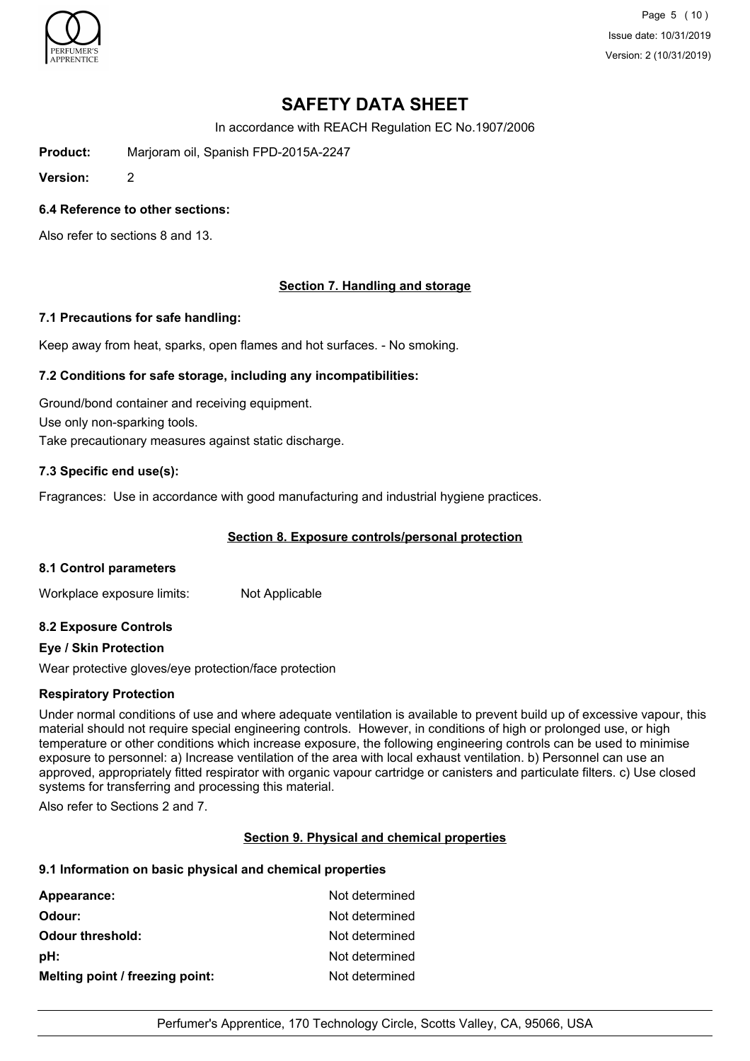# SAFETY DATA SHEET

In accordance with REACH Regulation EC No.1907/2006

**Product:** Marjoram oil, Spanish FPD-2015A-2247

**Version:** 2

### 6.4 Reference to other sections:

Also refer to sections 8 and 13.

## Section 7. Handling and storage

### 7.1 Precautions for safe handling:

Keep away from heat, sparks, open flames and hot surfaces. - No smoking.

### 7.2 Conditions for safe storage, including any incompatibilities:

Ground/bond container and receiving equipment.

Use only non-sparking tools.

Take precautionary measures against static discharge.

### 7.3 Specific end use(s):

Fragrances: Use in accordance with good manufacturing and industrial hygiene practices.

## Section 8. Exposure controls/personal protection

### 8.1 Control parameters

Workplace exposure limits: Not Applicable

### 8.2 Exposure Controls

**Eye / Skin Protection**

Wear protective gloves/eye protection/face protection

**Respiratory Protection**

Under normal conditions of use and where adequate ventilation is available to prevent build up of excessive vapour, this material should not require special engineering controls. However, in conditions of high or prolonged use, or high temperature or other conditions which increase exposure, the following engineering controls can be used to minimise exposure to personnel: a) Increase ventilation of the area with local exhaust ventilation. b) Personnel can use an approved, appropriately fitted respirator with organic vapour cartridge or canisters and particulate filters. c) Use closed systems for transferring and processing this material.

Also refer to Sections 2 and 7.

## Section 9. Physical and chemical properties

### 9.1 Information on basic physical and chemical properties

| | |
|---|---|
| **Appearance:** | Not determined |
| **Odour:** | Not determined |
| **Odour threshold:** | Not determined |
| **pH:** | Not determined |
| **Melting point / freezing point:** | Not determined |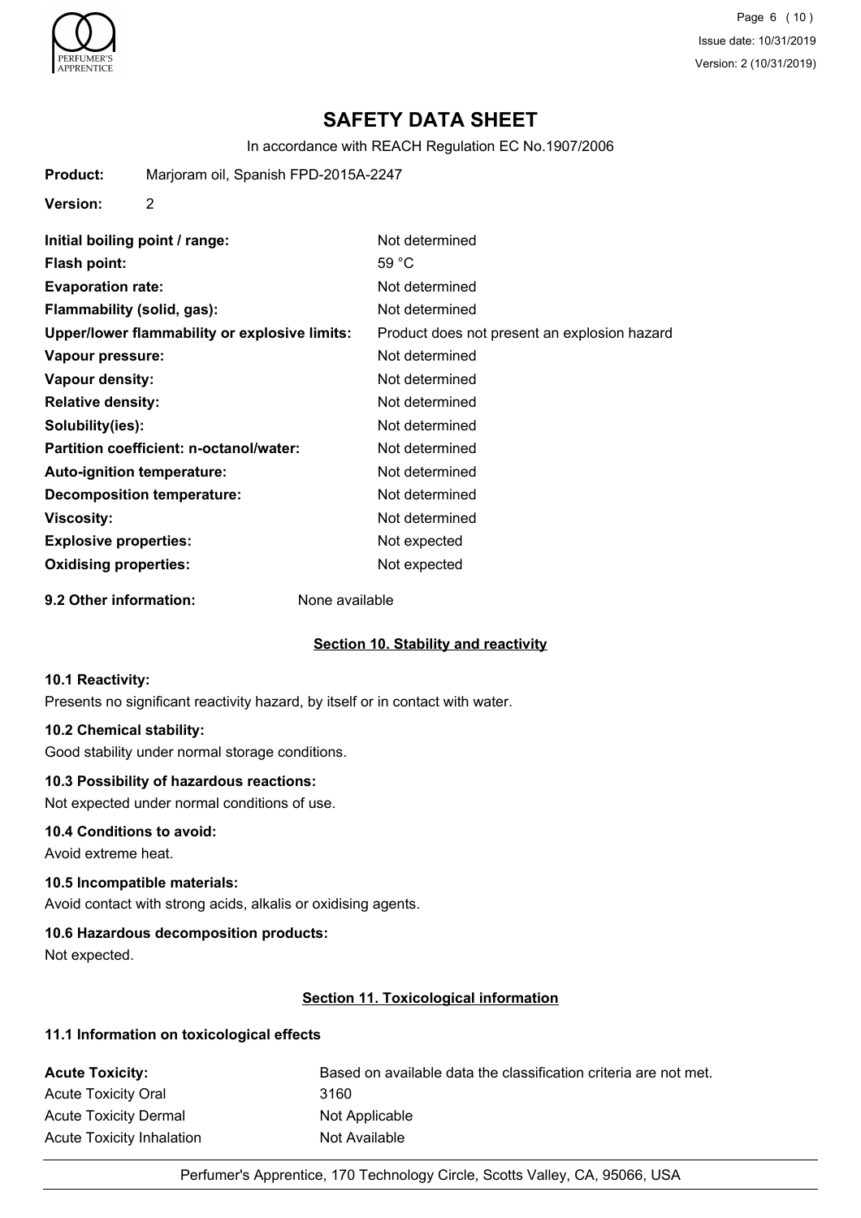# SAFETY DATA SHEET

In accordance with REACH Regulation EC No.1907/2006

**Product:** Marjoram oil, Spanish FPD-2015A-2247

**Version:** 2

| | |
|---|---|
| **Initial boiling point / range:** | Not determined |
| **Flash point:** | 59 °C |
| **Evaporation rate:** | Not determined |
| **Flammability (solid, gas):** | Not determined |
| **Upper/lower flammability or explosive limits:** | Product does not present an explosion hazard |
| **Vapour pressure:** | Not determined |
| **Vapour density:** | Not determined |
| **Relative density:** | Not determined |
| **Solubility(ies):** | Not determined |
| **Partition coefficient: n-octanol/water:** | Not determined |
| **Auto-ignition temperature:** | Not determined |
| **Decomposition temperature:** | Not determined |
| **Viscosity:** | Not determined |
| **Explosive properties:** | Not expected |
| **Oxidising properties:** | Not expected |

**9.2 Other information:** None available

## Section 10. Stability and reactivity

### 10.1 Reactivity:

Presents no significant reactivity hazard, by itself or in contact with water.

### 10.2 Chemical stability:

Good stability under normal storage conditions.

### 10.3 Possibility of hazardous reactions:

Not expected under normal conditions of use.

### 10.4 Conditions to avoid:

Avoid extreme heat.

### 10.5 Incompatible materials:

Avoid contact with strong acids, alkalis or oxidising agents.

### 10.6 Hazardous decomposition products:

Not expected.

## Section 11. Toxicological information

### 11.1 Information on toxicological effects

| | |
|---|---|
| **Acute Toxicity:** | Based on available data the classification criteria are not met. |
| Acute Toxicity Oral | 3160 |
| Acute Toxicity Dermal | Not Applicable |
| Acute Toxicity Inhalation | Not Available |

Perfumer's Apprentice, 170 Technology Circle, Scotts Valley, CA, 95066, USA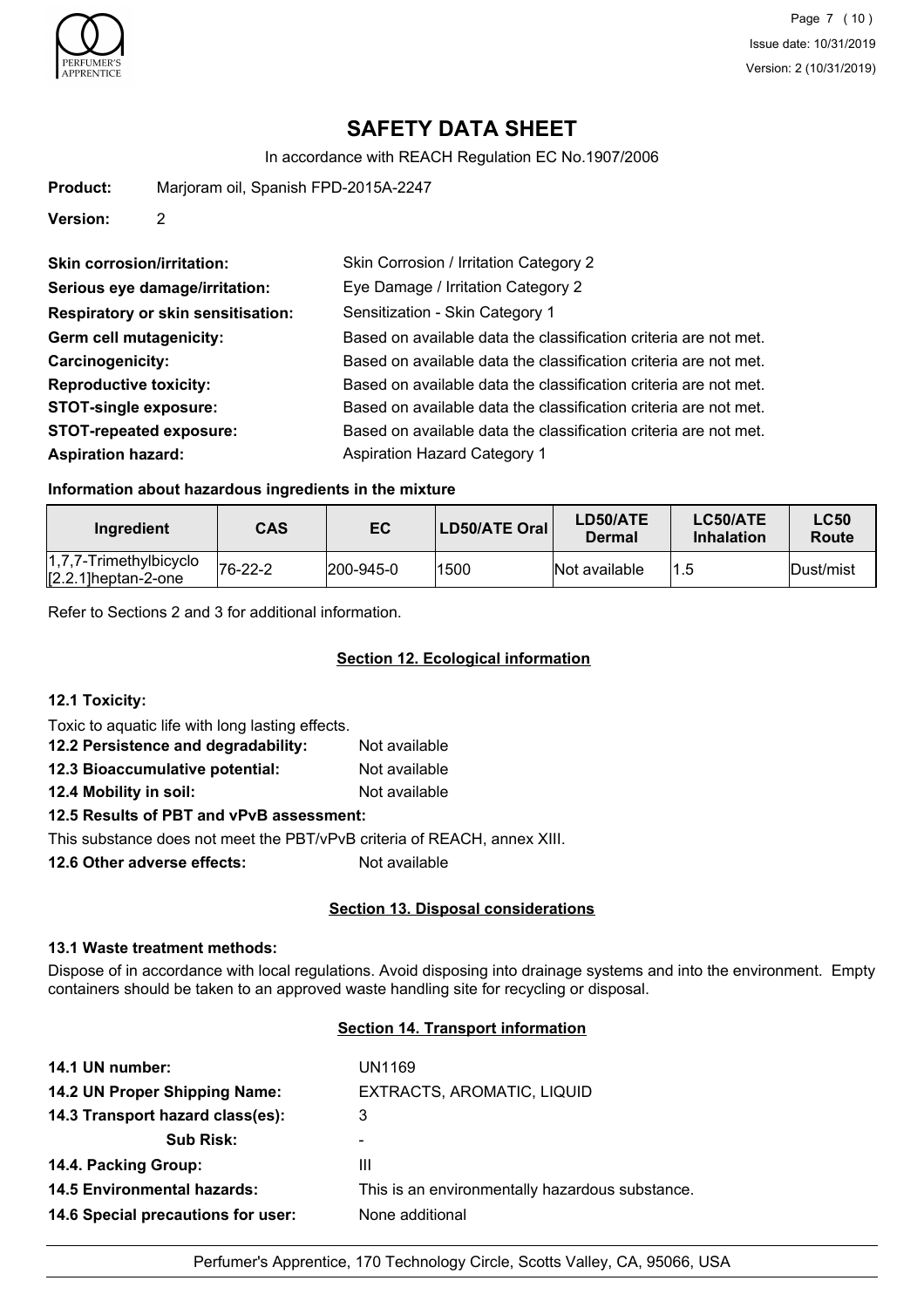# SAFETY DATA SHEET

In accordance with REACH Regulation EC No.1907/2006

**Product:** Marjoram oil, Spanish FPD-2015A-2247

**Version:** 2

**Skin corrosion/irritation:** Skin Corrosion / Irritation Category 2

**Serious eye damage/irritation:** Eye Damage / Irritation Category 2

**Respiratory or skin sensitisation:** Sensitization - Skin Category 1

**Germ cell mutagenicity:** Based on available data the classification criteria are not met.

**Carcinogenicity:** Based on available data the classification criteria are not met.

**Reproductive toxicity:** Based on available data the classification criteria are not met.

**STOT-single exposure:** Based on available data the classification criteria are not met.

**STOT-repeated exposure:** Based on available data the classification criteria are not met.

**Aspiration hazard:** Aspiration Hazard Category 1

### Information about hazardous ingredients in the mixture

| Ingredient | CAS | EC | LD50/ATE Oral | LD50/ATE Dermal | LC50/ATE Inhalation | LC50 Route |
|---|---|---|---|---|---|---|
| 1,7,7-Trimethylbicyclo [2.2.1]heptan-2-one | 76-22-2 | 200-945-0 | 1500 | Not available | 1.5 | Dust/mist |

Refer to Sections 2 and 3 for additional information.

## Section 12. Ecological information

### 12.1 Toxicity:

Toxic to aquatic life with long lasting effects.

**12.2 Persistence and degradability:** Not available

**12.3 Bioaccumulative potential:** Not available

**12.4 Mobility in soil:** Not available

**12.5 Results of PBT and vPvB assessment:**

This substance does not meet the PBT/vPvB criteria of REACH, annex XIII.

**12.6 Other adverse effects:** Not available

## Section 13. Disposal considerations

### 13.1 Waste treatment methods:

Dispose of in accordance with local regulations. Avoid disposing into drainage systems and into the environment. Empty containers should be taken to an approved waste handling site for recycling or disposal.

## Section 14. Transport information

**14.1 UN number:** UN1169

**14.2 UN Proper Shipping Name:** EXTRACTS, AROMATIC, LIQUID

**14.3 Transport hazard class(es):** 3

**Sub Risk:** -

**14.4. Packing Group:** III

**14.5 Environmental hazards:** This is an environmentally hazardous substance.

**14.6 Special precautions for user:** None additional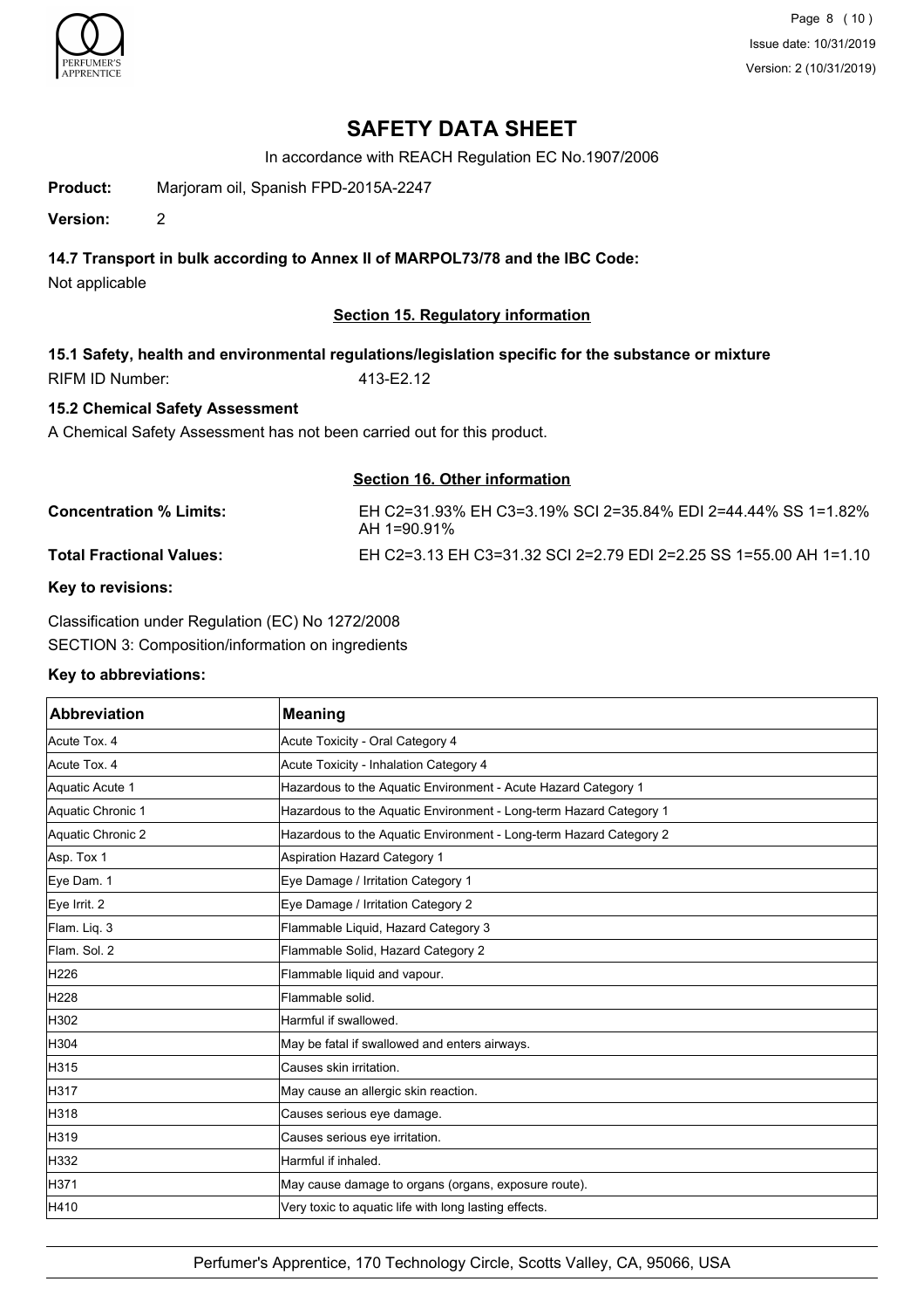# SAFETY DATA SHEET

In accordance with REACH Regulation EC No.1907/2006

**Product:** Marjoram oil, Spanish FPD-2015A-2247

**Version:** 2

### 14.7 Transport in bulk according to Annex II of MARPOL73/78 and the IBC Code:

Not applicable

## Section 15. Regulatory information

### 15.1 Safety, health and environmental regulations/legislation specific for the substance or mixture

RIFM ID Number: 413-E2.12

### 15.2 Chemical Safety Assessment

A Chemical Safety Assessment has not been carried out for this product.

## Section 16. Other information

**Concentration % Limits:** EH C2=31.93% EH C3=3.19% SCI 2=35.84% EDI 2=44.44% SS 1=1.82% AH 1=90.91%

**Total Fractional Values:** EH C2=3.13 EH C3=31.32 SCI 2=2.79 EDI 2=2.25 SS 1=55.00 AH 1=1.10

**Key to revisions:**

Classification under Regulation (EC) No 1272/2008

SECTION 3: Composition/information on ingredients

**Key to abbreviations:**

| Abbreviation | Meaning |
|---|---|
| Acute Tox. 4 | Acute Toxicity - Oral Category 4 |
| Acute Tox. 4 | Acute Toxicity - Inhalation Category 4 |
| Aquatic Acute 1 | Hazardous to the Aquatic Environment - Acute Hazard Category 1 |
| Aquatic Chronic 1 | Hazardous to the Aquatic Environment - Long-term Hazard Category 1 |
| Aquatic Chronic 2 | Hazardous to the Aquatic Environment - Long-term Hazard Category 2 |
| Asp. Tox 1 | Aspiration Hazard Category 1 |
| Eye Dam. 1 | Eye Damage / Irritation Category 1 |
| Eye Irrit. 2 | Eye Damage / Irritation Category 2 |
| Flam. Liq. 3 | Flammable Liquid, Hazard Category 3 |
| Flam. Sol. 2 | Flammable Solid, Hazard Category 2 |
| H226 | Flammable liquid and vapour. |
| H228 | Flammable solid. |
| H302 | Harmful if swallowed. |
| H304 | May be fatal if swallowed and enters airways. |
| H315 | Causes skin irritation. |
| H317 | May cause an allergic skin reaction. |
| H318 | Causes serious eye damage. |
| H319 | Causes serious eye irritation. |
| H332 | Harmful if inhaled. |
| H371 | May cause damage to organs (organs, exposure route). |
| H410 | Very toxic to aquatic life with long lasting effects. |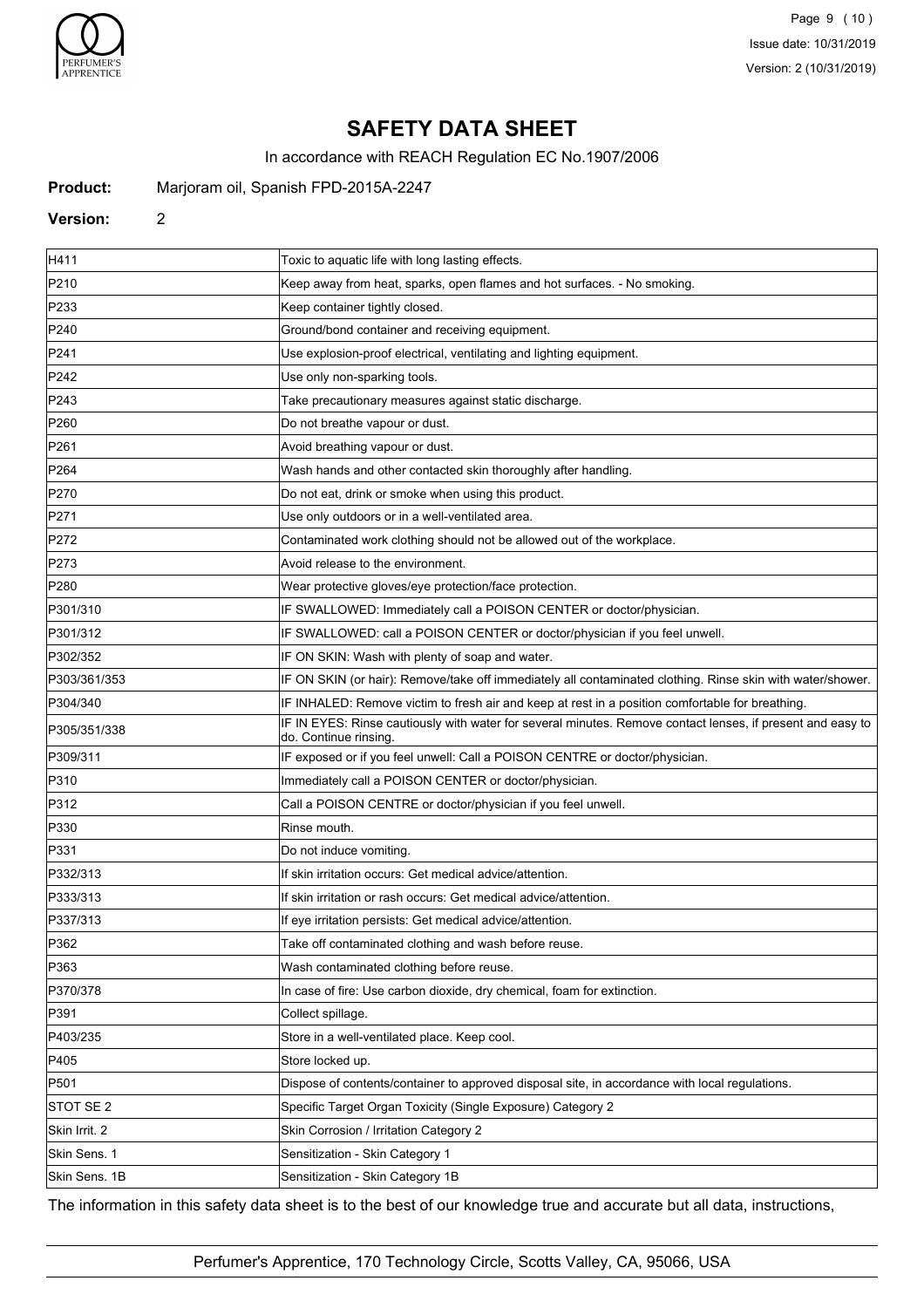# SAFETY DATA SHEET

In accordance with REACH Regulation EC No.1907/2006

**Product:** Marjoram oil, Spanish FPD-2015A-2247

**Version:** 2

| | |
|---|---|
| H411 | Toxic to aquatic life with long lasting effects. |
| P210 | Keep away from heat, sparks, open flames and hot surfaces. - No smoking. |
| P233 | Keep container tightly closed. |
| P240 | Ground/bond container and receiving equipment. |
| P241 | Use explosion-proof electrical, ventilating and lighting equipment. |
| P242 | Use only non-sparking tools. |
| P243 | Take precautionary measures against static discharge. |
| P260 | Do not breathe vapour or dust. |
| P261 | Avoid breathing vapour or dust. |
| P264 | Wash hands and other contacted skin thoroughly after handling. |
| P270 | Do not eat, drink or smoke when using this product. |
| P271 | Use only outdoors or in a well-ventilated area. |
| P272 | Contaminated work clothing should not be allowed out of the workplace. |
| P273 | Avoid release to the environment. |
| P280 | Wear protective gloves/eye protection/face protection. |
| P301/310 | IF SWALLOWED: Immediately call a POISON CENTER or doctor/physician. |
| P301/312 | IF SWALLOWED: call a POISON CENTER or doctor/physician if you feel unwell. |
| P302/352 | IF ON SKIN: Wash with plenty of soap and water. |
| P303/361/353 | IF ON SKIN (or hair): Remove/take off immediately all contaminated clothing. Rinse skin with water/shower. |
| P304/340 | IF INHALED: Remove victim to fresh air and keep at rest in a position comfortable for breathing. |
| P305/351/338 | IF IN EYES: Rinse cautiously with water for several minutes. Remove contact lenses, if present and easy to do. Continue rinsing. |
| P309/311 | IF exposed or if you feel unwell: Call a POISON CENTRE or doctor/physician. |
| P310 | Immediately call a POISON CENTER or doctor/physician. |
| P312 | Call a POISON CENTRE or doctor/physician if you feel unwell. |
| P330 | Rinse mouth. |
| P331 | Do not induce vomiting. |
| P332/313 | If skin irritation occurs: Get medical advice/attention. |
| P333/313 | If skin irritation or rash occurs: Get medical advice/attention. |
| P337/313 | If eye irritation persists: Get medical advice/attention. |
| P362 | Take off contaminated clothing and wash before reuse. |
| P363 | Wash contaminated clothing before reuse. |
| P370/378 | In case of fire: Use carbon dioxide, dry chemical, foam for extinction. |
| P391 | Collect spillage. |
| P403/235 | Store in a well-ventilated place. Keep cool. |
| P405 | Store locked up. |
| P501 | Dispose of contents/container to approved disposal site, in accordance with local regulations. |
| STOT SE 2 | Specific Target Organ Toxicity (Single Exposure) Category 2 |
| Skin Irrit. 2 | Skin Corrosion / Irritation Category 2 |
| Skin Sens. 1 | Sensitization - Skin Category 1 |
| Skin Sens. 1B | Sensitization - Skin Category 1B |

The information in this safety data sheet is to the best of our knowledge true and accurate but all data, instructions,

Perfumer's Apprentice, 170 Technology Circle, Scotts Valley, CA, 95066, USA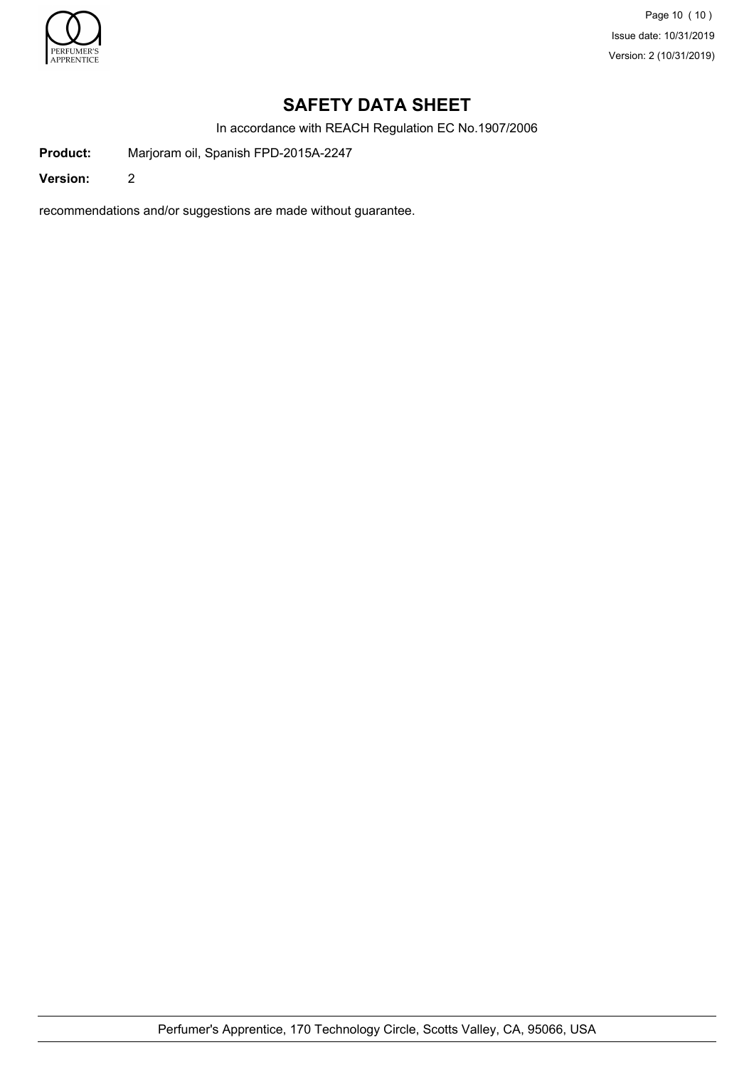recommendations and/or suggestions are made without guarantee.